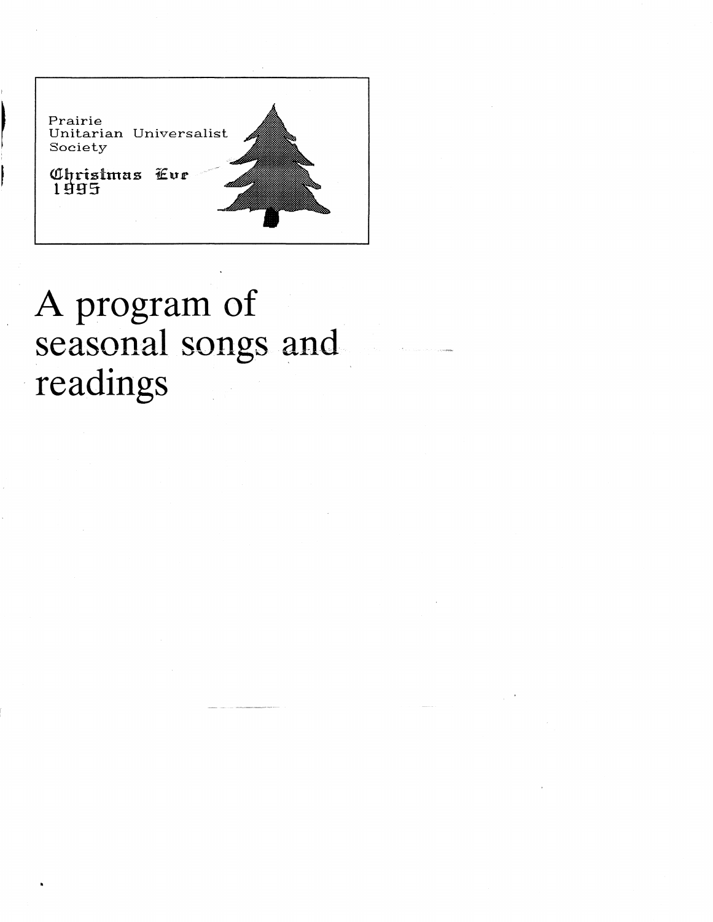Prairie
Unitarian Universalist
Society

Christmas Eve
1995

# A program of seasonal songs and readings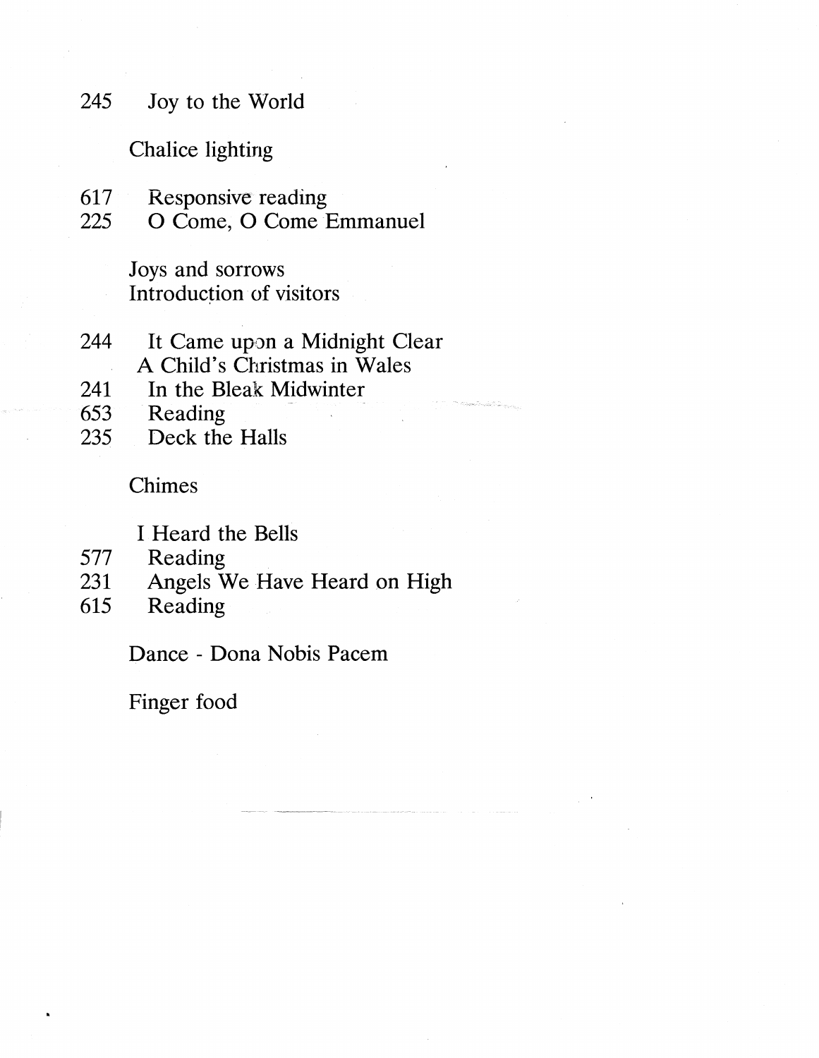245 Joy to the World

Chalice lighting

617 Responsive reading
225 O Come, O Come Emmanuel

Joys and sorrows
Introduction of visitors

244 It Came upon a Midnight Clear
A Child's Christmas in Wales
241 In the Bleak Midwinter
653 Reading
235 Deck the Halls

Chimes

I Heard the Bells
577 Reading
231 Angels We Have Heard on High
615 Reading

Dance - Dona Nobis Pacem

Finger food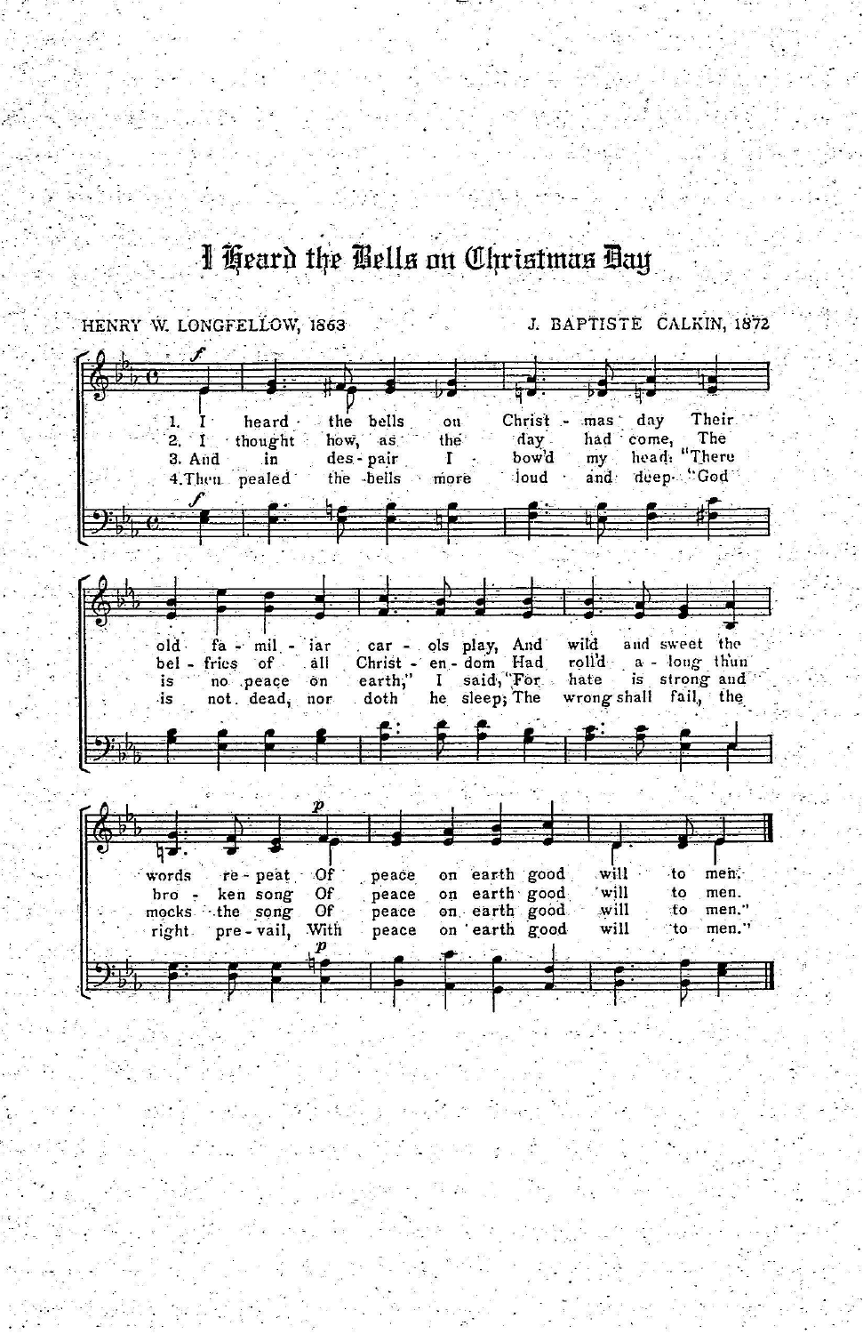# I Heard the Bells on Christmas Day

HENRY W. LONGFELLOW, 1863

J. BAPTISTE CALKIN, 1872

1. I heard the bells on Christmas day
Their old familiar carols play,
And wild and sweet the words repeat
Of peace on earth good will to men.

2. I thought how, as the day had come,
The belfries of all Christendom
Had roll'd along thun broken song
Of peace on earth good will to men.

3. And in despair I bow'd my head:
"There is no peace on earth," I said;
"For hate is strong and mocks the song
Of peace on earth good will to men."

4. Then pealed the bells more loud and deep:
"God is not dead, nor doth he sleep;
The wrong shall fail, the right prevail,
With peace on earth good will to men."